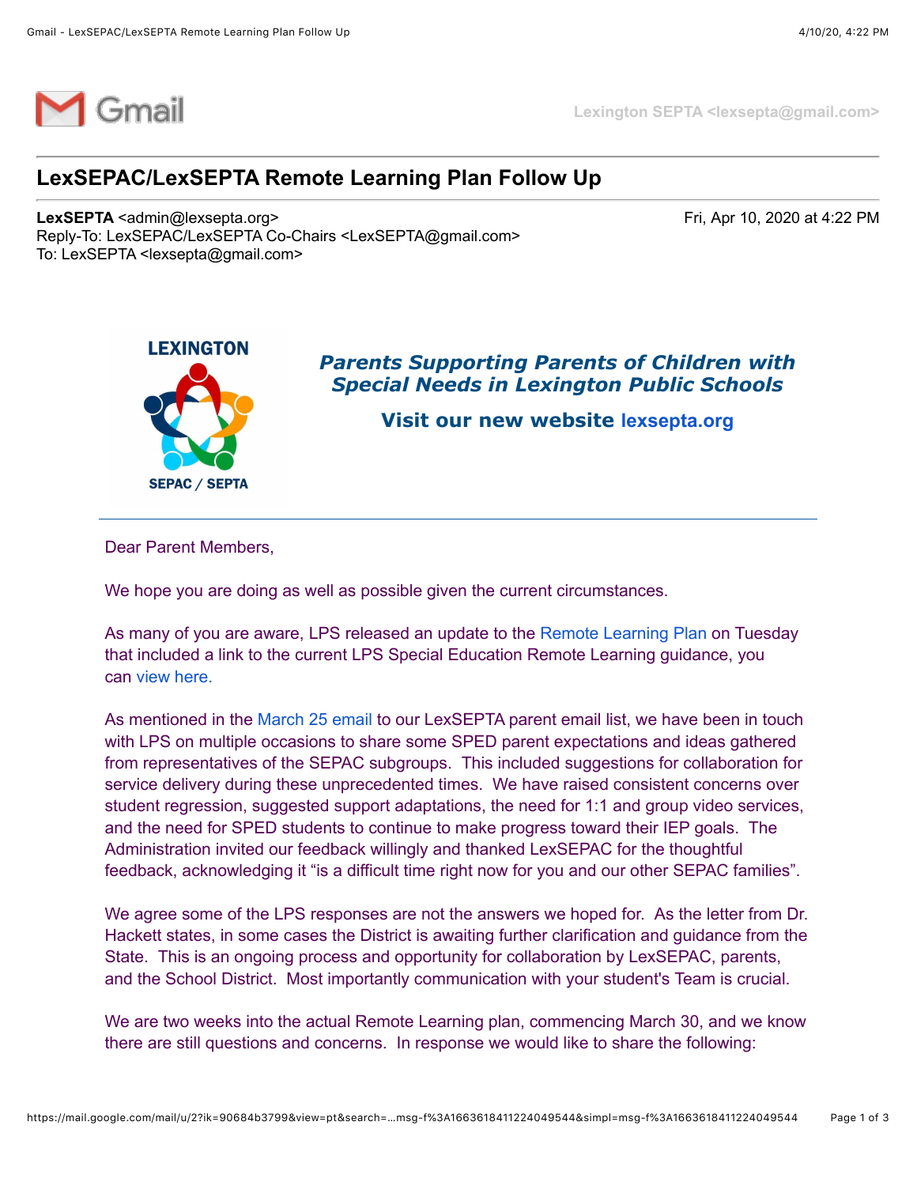# LexSEPAC/LexSEPTA Remote Learning Plan Follow Up

**LexSEPTA** <admin@lexsepta.org> Fri, Apr 10, 2020 at 4:22 PM
Reply-To: LexSEPAC/LexSEPTA Co-Chairs <LexSEPTA@gmail.com>
To: LexSEPTA <lexsepta@gmail.com>

LEXINGTON SEPAC / SEPTA

***Parents Supporting Parents of Children with Special Needs in Lexington Public Schools***

**Visit our new website lexsepta.org**

---

Dear Parent Members,

We hope you are doing as well as possible given the current circumstances.

As many of you are aware, LPS released an update to the Remote Learning Plan on Tuesday that included a link to the current LPS Special Education Remote Learning guidance, you can view here.

As mentioned in the March 25 email to our LexSEPTA parent email list, we have been in touch with LPS on multiple occasions to share some SPED parent expectations and ideas gathered from representatives of the SEPAC subgroups. This included suggestions for collaboration for service delivery during these unprecedented times. We have raised consistent concerns over student regression, suggested support adaptations, the need for 1:1 and group video services, and the need for SPED students to continue to make progress toward their IEP goals. The Administration invited our feedback willingly and thanked LexSEPAC for the thoughtful feedback, acknowledging it "is a difficult time right now for you and our other SEPAC families".

We agree some of the LPS responses are not the answers we hoped for. As the letter from Dr. Hackett states, in some cases the District is awaiting further clarification and guidance from the State. This is an ongoing process and opportunity for collaboration by LexSEPAC, parents, and the School District. Most importantly communication with your student's Team is crucial.

We are two weeks into the actual Remote Learning plan, commencing March 30, and we know there are still questions and concerns. In response we would like to share the following: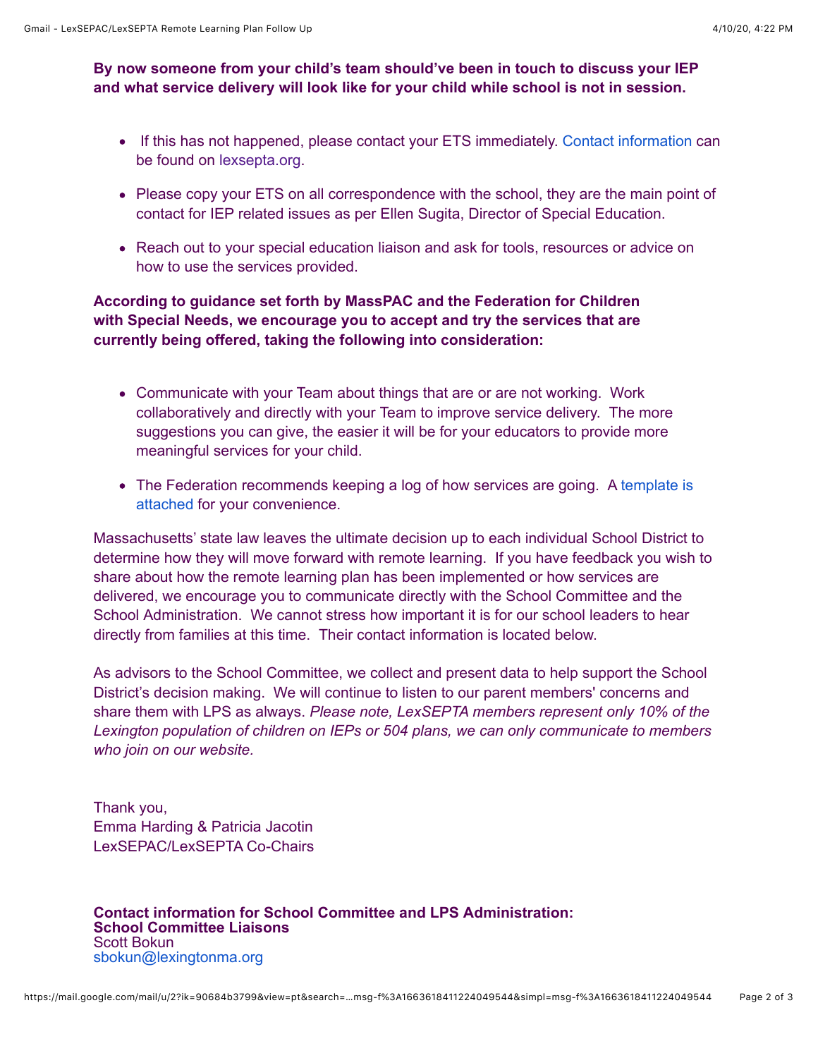**By now someone from your child's team should've been in touch to discuss your IEP and what service delivery will look like for your child while school is not in session.**

- If this has not happened, please contact your ETS immediately. Contact information can be found on lexsepta.org.
- Please copy your ETS on all correspondence with the school, they are the main point of contact for IEP related issues as per Ellen Sugita, Director of Special Education.
- Reach out to your special education liaison and ask for tools, resources or advice on how to use the services provided.

**According to guidance set forth by MassPAC and the Federation for Children with Special Needs, we encourage you to accept and try the services that are currently being offered, taking the following into consideration:**

- Communicate with your Team about things that are or are not working. Work collaboratively and directly with your Team to improve service delivery. The more suggestions you can give, the easier it will be for your educators to provide more meaningful services for your child.
- The Federation recommends keeping a log of how services are going. A template is attached for your convenience.

Massachusetts' state law leaves the ultimate decision up to each individual School District to determine how they will move forward with remote learning. If you have feedback you wish to share about how the remote learning plan has been implemented or how services are delivered, we encourage you to communicate directly with the School Committee and the School Administration. We cannot stress how important it is for our school leaders to hear directly from families at this time. Their contact information is located below.

As advisors to the School Committee, we collect and present data to help support the School District's decision making. We will continue to listen to our parent members' concerns and share them with LPS as always. *Please note, LexSEPTA members represent only 10% of the Lexington population of children on IEPs or 504 plans, we can only communicate to members who join on our website.*

Thank you,
Emma Harding & Patricia Jacotin
LexSEPAC/LexSEPTA Co-Chairs

**Contact information for School Committee and LPS Administration:**
**School Committee Liaisons**
Scott Bokun
sbokun@lexingtonma.org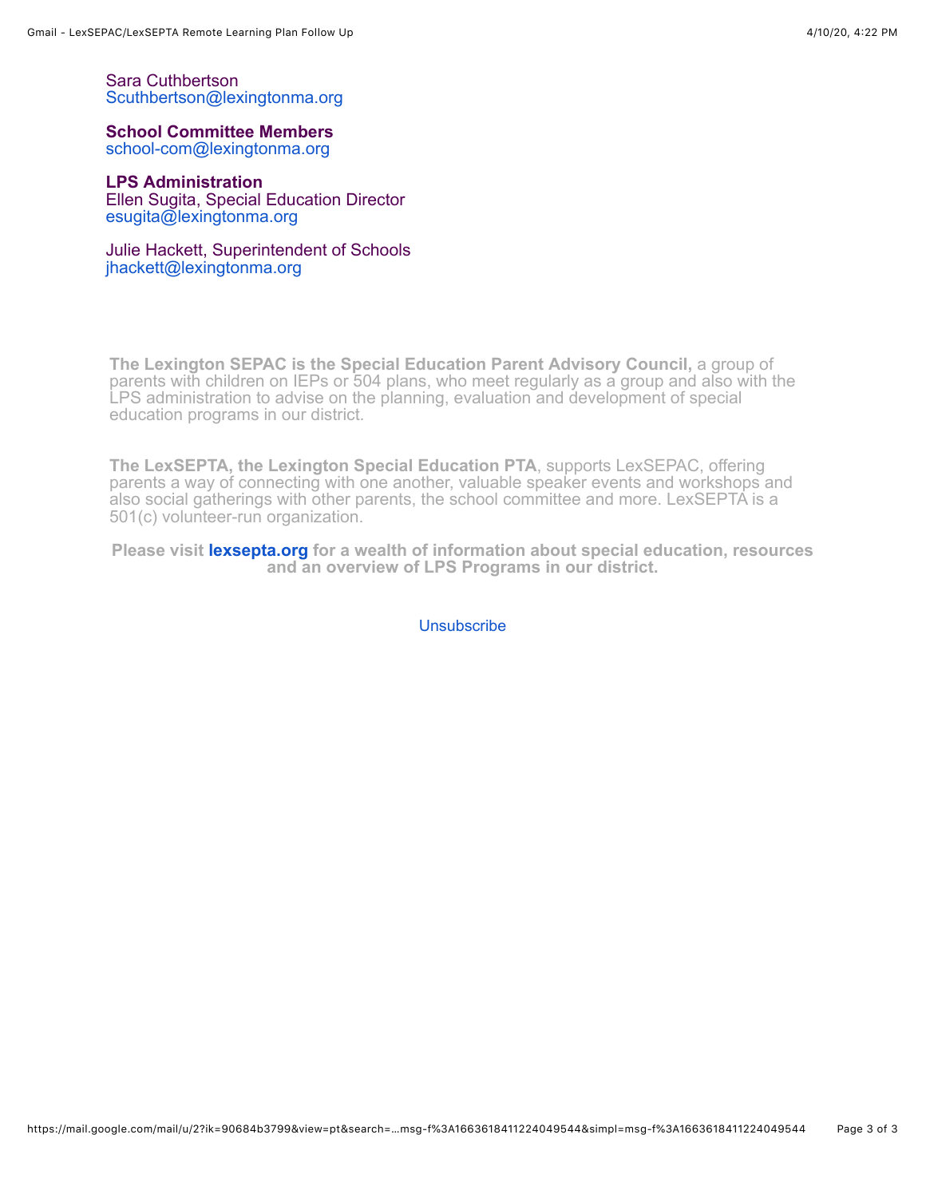Sara Cuthbertson
Scuthbertson@lexingtonma.org

**School Committee Members**
school-com@lexingtonma.org

**LPS Administration**
Ellen Sugita, Special Education Director
esugita@lexingtonma.org

Julie Hackett, Superintendent of Schools
jhackett@lexingtonma.org

**The Lexington SEPAC is the Special Education Parent Advisory Council,** a group of parents with children on IEPs or 504 plans, who meet regularly as a group and also with the LPS administration to advise on the planning, evaluation and development of special education programs in our district.

**The LexSEPTA, the Lexington Special Education PTA**, supports LexSEPAC, offering parents a way of connecting with one another, valuable speaker events and workshops and also social gatherings with other parents, the school committee and more. LexSEPTA is a 501(c) volunteer-run organization.

**Please visit lexsepta.org for a wealth of information about special education, resources and an overview of LPS Programs in our district.**

Unsubscribe